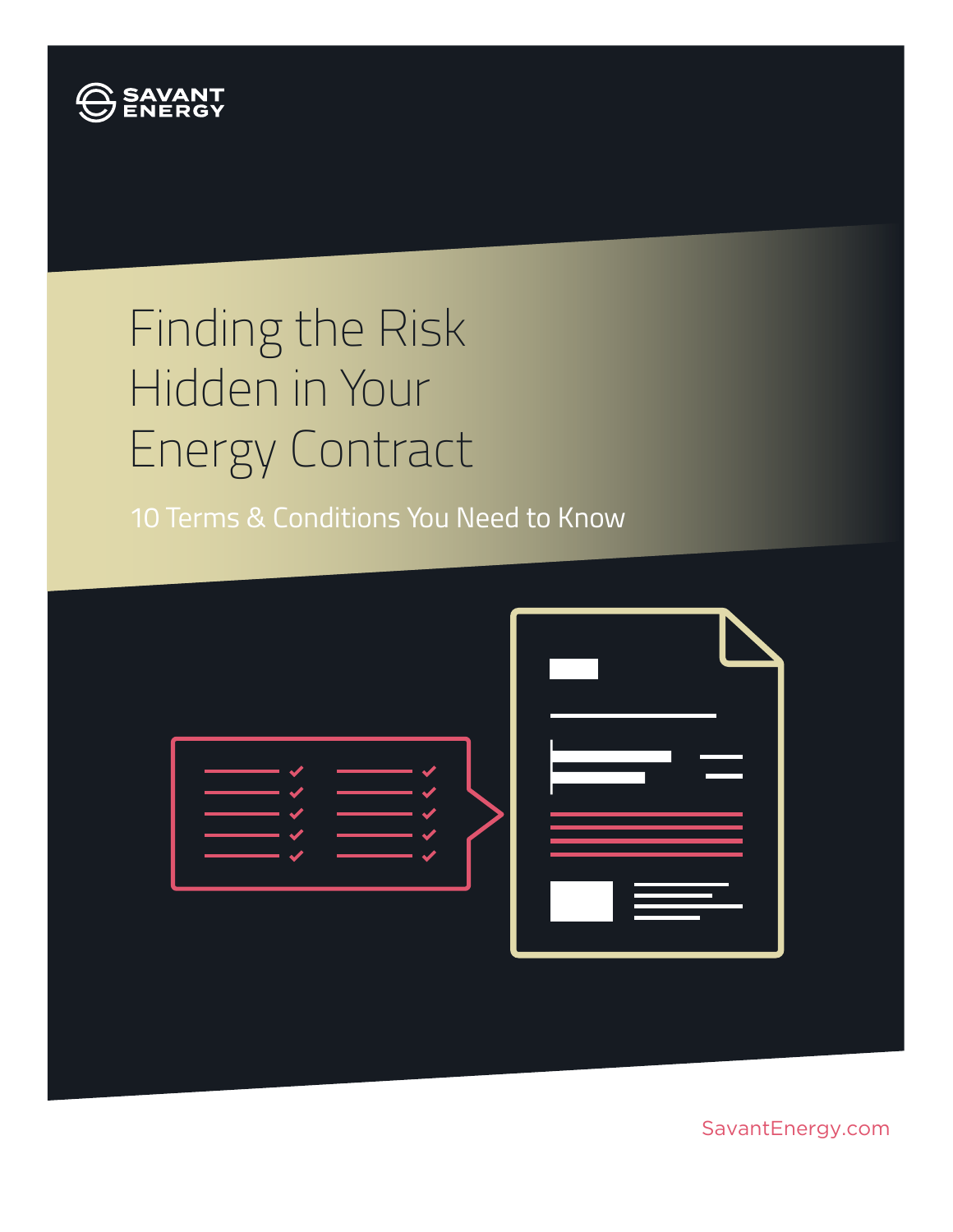SAVANT ENERGY

# Finding the Risk Hidden in Your Energy Contract

## 10 Terms & Conditions You Need to Know

SavantEnergy.com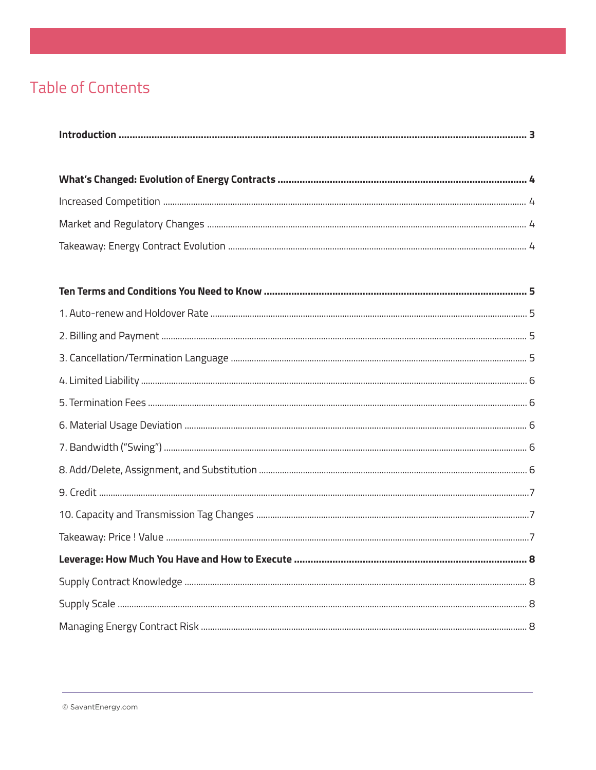# Table of Contents

**Introduction** .......... **3**

**What's Changed: Evolution of Energy Contracts** .......... **4**

Increased Competition .......... 4

Market and Regulatory Changes .......... 4

Takeaway: Energy Contract Evolution .......... 4

**Ten Terms and Conditions You Need to Know** .......... **5**

1. Auto-renew and Holdover Rate .......... 5

2. Billing and Payment .......... 5

3. Cancellation/Termination Language .......... 5

4. Limited Liability .......... 6

5. Termination Fees .......... 6

6. Material Usage Deviation .......... 6

7. Bandwidth ("Swing") .......... 6

8. Add/Delete, Assignment, and Substitution .......... 6

9. Credit .......... 7

10. Capacity and Transmission Tag Changes .......... 7

Takeaway: Price ! Value .......... 7

**Leverage: How Much You Have and How to Execute** .......... **8**

Supply Contract Knowledge .......... 8

Supply Scale .......... 8

Managing Energy Contract Risk .......... 8

© SavantEnergy.com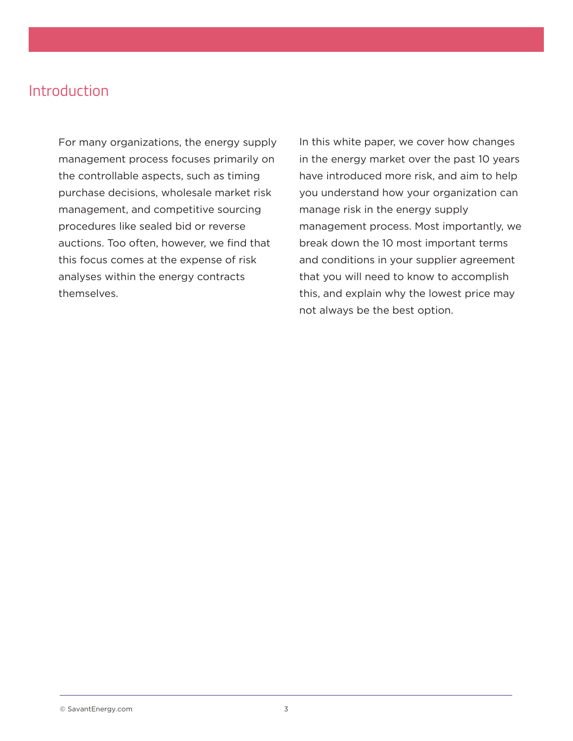## Introduction

For many organizations, the energy supply management process focuses primarily on the controllable aspects, such as timing purchase decisions, wholesale market risk management, and competitive sourcing procedures like sealed bid or reverse auctions. Too often, however, we find that this focus comes at the expense of risk analyses within the energy contracts themselves.

In this white paper, we cover how changes in the energy market over the past 10 years have introduced more risk, and aim to help you understand how your organization can manage risk in the energy supply management process. Most importantly, we break down the 10 most important terms and conditions in your supplier agreement that you will need to know to accomplish this, and explain why the lowest price may not always be the best option.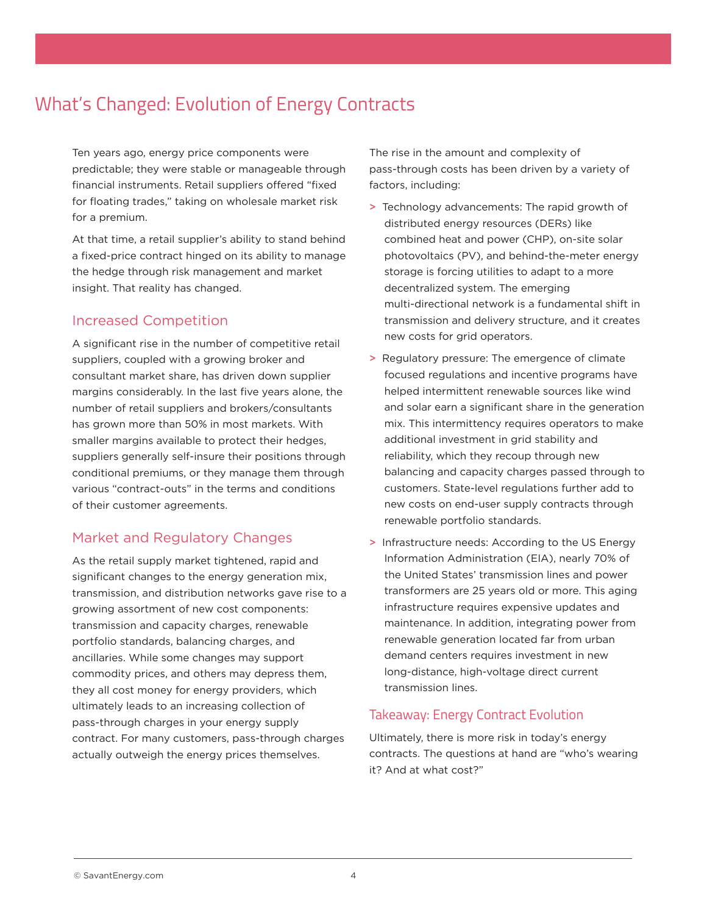# What's Changed: Evolution of Energy Contracts

Ten years ago, energy price components were predictable; they were stable or manageable through financial instruments. Retail suppliers offered "fixed for floating trades," taking on wholesale market risk for a premium.

At that time, a retail supplier's ability to stand behind a fixed-price contract hinged on its ability to manage the hedge through risk management and market insight. That reality has changed.

## Increased Competition

A significant rise in the number of competitive retail suppliers, coupled with a growing broker and consultant market share, has driven down supplier margins considerably. In the last five years alone, the number of retail suppliers and brokers/consultants has grown more than 50% in most markets. With smaller margins available to protect their hedges, suppliers generally self-insure their positions through conditional premiums, or they manage them through various "contract-outs" in the terms and conditions of their customer agreements.

## Market and Regulatory Changes

As the retail supply market tightened, rapid and significant changes to the energy generation mix, transmission, and distribution networks gave rise to a growing assortment of new cost components: transmission and capacity charges, renewable portfolio standards, balancing charges, and ancillaries. While some changes may support commodity prices, and others may depress them, they all cost money for energy providers, which ultimately leads to an increasing collection of pass-through charges in your energy supply contract. For many customers, pass-through charges actually outweigh the energy prices themselves.

The rise in the amount and complexity of pass-through costs has been driven by a variety of factors, including:

- Technology advancements: The rapid growth of distributed energy resources (DERs) like combined heat and power (CHP), on-site solar photovoltaics (PV), and behind-the-meter energy storage is forcing utilities to adapt to a more decentralized system. The emerging multi-directional network is a fundamental shift in transmission and delivery structure, and it creates new costs for grid operators.
- Regulatory pressure: The emergence of climate focused regulations and incentive programs have helped intermittent renewable sources like wind and solar earn a significant share in the generation mix. This intermittency requires operators to make additional investment in grid stability and reliability, which they recoup through new balancing and capacity charges passed through to customers. State-level regulations further add to new costs on end-user supply contracts through renewable portfolio standards.
- Infrastructure needs: According to the US Energy Information Administration (EIA), nearly 70% of the United States' transmission lines and power transformers are 25 years old or more. This aging infrastructure requires expensive updates and maintenance. In addition, integrating power from renewable generation located far from urban demand centers requires investment in new long-distance, high-voltage direct current transmission lines.

## Takeaway: Energy Contract Evolution

Ultimately, there is more risk in today's energy contracts. The questions at hand are "who's wearing it? And at what cost?"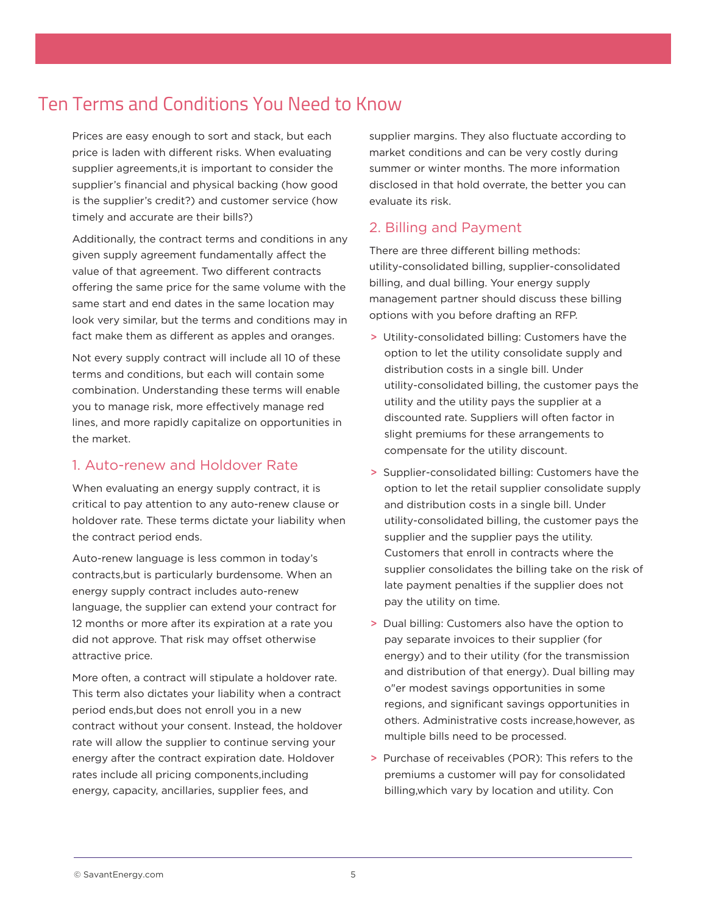# Ten Terms and Conditions You Need to Know

Prices are easy enough to sort and stack, but each price is laden with different risks. When evaluating supplier agreements,it is important to consider the supplier's financial and physical backing (how good is the supplier's credit?) and customer service (how timely and accurate are their bills?)

Additionally, the contract terms and conditions in any given supply agreement fundamentally affect the value of that agreement. Two different contracts offering the same price for the same volume with the same start and end dates in the same location may look very similar, but the terms and conditions may in fact make them as different as apples and oranges.

Not every supply contract will include all 10 of these terms and conditions, but each will contain some combination. Understanding these terms will enable you to manage risk, more effectively manage red lines, and more rapidly capitalize on opportunities in the market.

## 1. Auto-renew and Holdover Rate

When evaluating an energy supply contract, it is critical to pay attention to any auto-renew clause or holdover rate. These terms dictate your liability when the contract period ends.

Auto-renew language is less common in today's contracts,but is particularly burdensome. When an energy supply contract includes auto-renew language, the supplier can extend your contract for 12 months or more after its expiration at a rate you did not approve. That risk may offset otherwise attractive price.

More often, a contract will stipulate a holdover rate. This term also dictates your liability when a contract period ends,but does not enroll you in a new contract without your consent. Instead, the holdover rate will allow the supplier to continue serving your energy after the contract expiration date. Holdover rates include all pricing components,including energy, capacity, ancillaries, supplier fees, and supplier margins. They also fluctuate according to market conditions and can be very costly during summer or winter months. The more information disclosed in that hold overrate, the better you can evaluate its risk.

## 2. Billing and Payment

There are three different billing methods: utility-consolidated billing, supplier-consolidated billing, and dual billing. Your energy supply management partner should discuss these billing options with you before drafting an RFP.

- Utility-consolidated billing: Customers have the option to let the utility consolidate supply and distribution costs in a single bill. Under utility-consolidated billing, the customer pays the utility and the utility pays the supplier at a discounted rate. Suppliers will often factor in slight premiums for these arrangements to compensate for the utility discount.
- Supplier-consolidated billing: Customers have the option to let the retail supplier consolidate supply and distribution costs in a single bill. Under utility-consolidated billing, the customer pays the supplier and the supplier pays the utility. Customers that enroll in contracts where the supplier consolidates the billing take on the risk of late payment penalties if the supplier does not pay the utility on time.
- Dual billing: Customers also have the option to pay separate invoices to their supplier (for energy) and to their utility (for the transmission and distribution of that energy). Dual billing may o"er modest savings opportunities in some regions, and significant savings opportunities in others. Administrative costs increase,however, as multiple bills need to be processed.
- Purchase of receivables (POR): This refers to the premiums a customer will pay for consolidated billing,which vary by location and utility. Con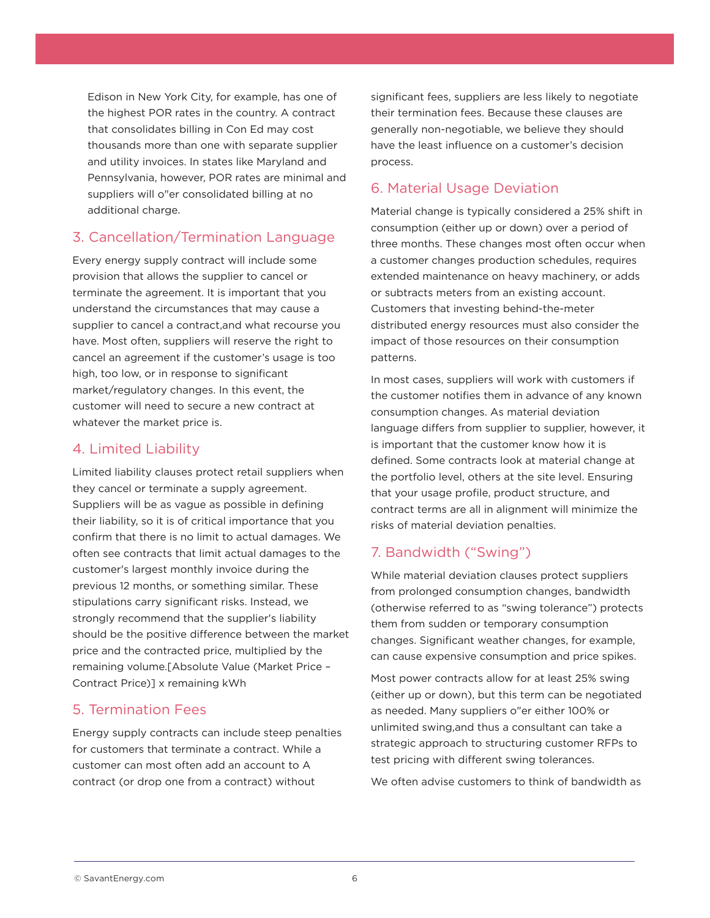Edison in New York City, for example, has one of the highest POR rates in the country. A contract that consolidates billing in Con Ed may cost thousands more than one with separate supplier and utility invoices. In states like Maryland and Pennsylvania, however, POR rates are minimal and suppliers will o"er consolidated billing at no additional charge.

## 3. Cancellation/Termination Language

Every energy supply contract will include some provision that allows the supplier to cancel or terminate the agreement. It is important that you understand the circumstances that may cause a supplier to cancel a contract,and what recourse you have. Most often, suppliers will reserve the right to cancel an agreement if the customer's usage is too high, too low, or in response to significant market/regulatory changes. In this event, the customer will need to secure a new contract at whatever the market price is.

## 4. Limited Liability

Limited liability clauses protect retail suppliers when they cancel or terminate a supply agreement. Suppliers will be as vague as possible in defining their liability, so it is of critical importance that you confirm that there is no limit to actual damages. We often see contracts that limit actual damages to the customer's largest monthly invoice during the previous 12 months, or something similar. These stipulations carry significant risks. Instead, we strongly recommend that the supplier's liability should be the positive difference between the market price and the contracted price, multiplied by the remaining volume.[Absolute Value (Market Price – Contract Price)] x remaining kWh

## 5. Termination Fees

Energy supply contracts can include steep penalties for customers that terminate a contract. While a customer can most often add an account to A contract (or drop one from a contract) without significant fees, suppliers are less likely to negotiate their termination fees. Because these clauses are generally non-negotiable, we believe they should have the least influence on a customer's decision process.

## 6. Material Usage Deviation

Material change is typically considered a 25% shift in consumption (either up or down) over a period of three months. These changes most often occur when a customer changes production schedules, requires extended maintenance on heavy machinery, or adds or subtracts meters from an existing account. Customers that investing behind-the-meter distributed energy resources must also consider the impact of those resources on their consumption patterns.

In most cases, suppliers will work with customers if the customer notifies them in advance of any known consumption changes. As material deviation language differs from supplier to supplier, however, it is important that the customer know how it is defined. Some contracts look at material change at the portfolio level, others at the site level. Ensuring that your usage profile, product structure, and contract terms are all in alignment will minimize the risks of material deviation penalties.

## 7. Bandwidth ("Swing")

While material deviation clauses protect suppliers from prolonged consumption changes, bandwidth (otherwise referred to as "swing tolerance") protects them from sudden or temporary consumption changes. Significant weather changes, for example, can cause expensive consumption and price spikes.

Most power contracts allow for at least 25% swing (either up or down), but this term can be negotiated as needed. Many suppliers o"er either 100% or unlimited swing,and thus a consultant can take a strategic approach to structuring customer RFPs to test pricing with different swing tolerances.

We often advise customers to think of bandwidth as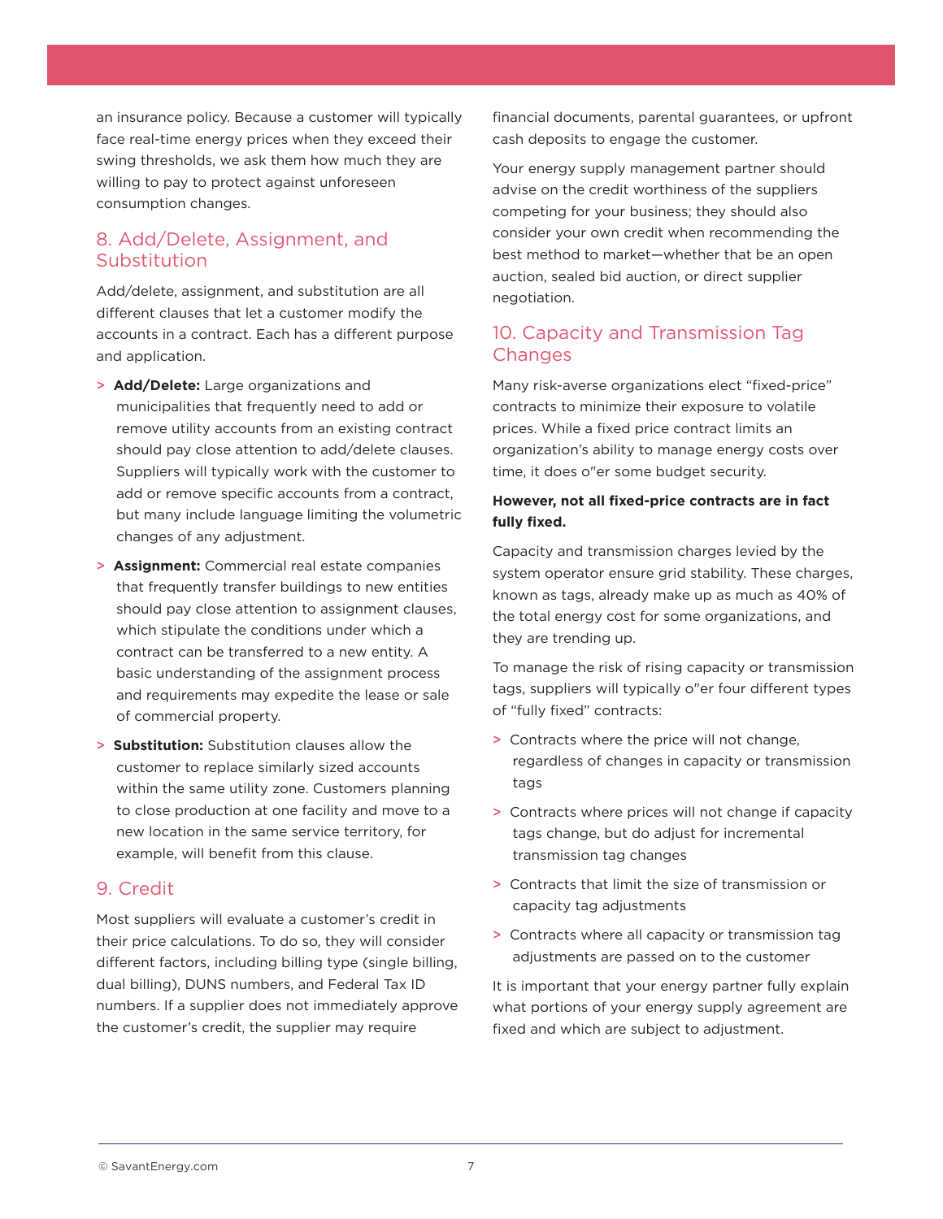an insurance policy. Because a customer will typically face real-time energy prices when they exceed their swing thresholds, we ask them how much they are willing to pay to protect against unforeseen consumption changes.

## 8. Add/Delete, Assignment, and Substitution

Add/delete, assignment, and substitution are all different clauses that let a customer modify the accounts in a contract. Each has a different purpose and application.

> **Add/Delete:** Large organizations and municipalities that frequently need to add or remove utility accounts from an existing contract should pay close attention to add/delete clauses. Suppliers will typically work with the customer to add or remove specific accounts from a contract, but many include language limiting the volumetric changes of any adjustment.

> **Assignment:** Commercial real estate companies that frequently transfer buildings to new entities should pay close attention to assignment clauses, which stipulate the conditions under which a contract can be transferred to a new entity. A basic understanding of the assignment process and requirements may expedite the lease or sale of commercial property.

> **Substitution:** Substitution clauses allow the customer to replace similarly sized accounts within the same utility zone. Customers planning to close production at one facility and move to a new location in the same service territory, for example, will benefit from this clause.

## 9. Credit

Most suppliers will evaluate a customer's credit in their price calculations. To do so, they will consider different factors, including billing type (single billing, dual billing), DUNS numbers, and Federal Tax ID numbers. If a supplier does not immediately approve the customer's credit, the supplier may require financial documents, parental guarantees, or upfront cash deposits to engage the customer.

Your energy supply management partner should advise on the credit worthiness of the suppliers competing for your business; they should also consider your own credit when recommending the best method to market—whether that be an open auction, sealed bid auction, or direct supplier negotiation.

## 10. Capacity and Transmission Tag Changes

Many risk-averse organizations elect "fixed-price" contracts to minimize their exposure to volatile prices. While a fixed price contract limits an organization's ability to manage energy costs over time, it does o"er some budget security.

**However, not all fixed-price contracts are in fact fully fixed.**

Capacity and transmission charges levied by the system operator ensure grid stability. These charges, known as tags, already make up as much as 40% of the total energy cost for some organizations, and they are trending up.

To manage the risk of rising capacity or transmission tags, suppliers will typically o"er four different types of "fully fixed" contracts:

> Contracts where the price will not change, regardless of changes in capacity or transmission tags

> Contracts where prices will not change if capacity tags change, but do adjust for incremental transmission tag changes

> Contracts that limit the size of transmission or capacity tag adjustments

> Contracts where all capacity or transmission tag adjustments are passed on to the customer

It is important that your energy partner fully explain what portions of your energy supply agreement are fixed and which are subject to adjustment.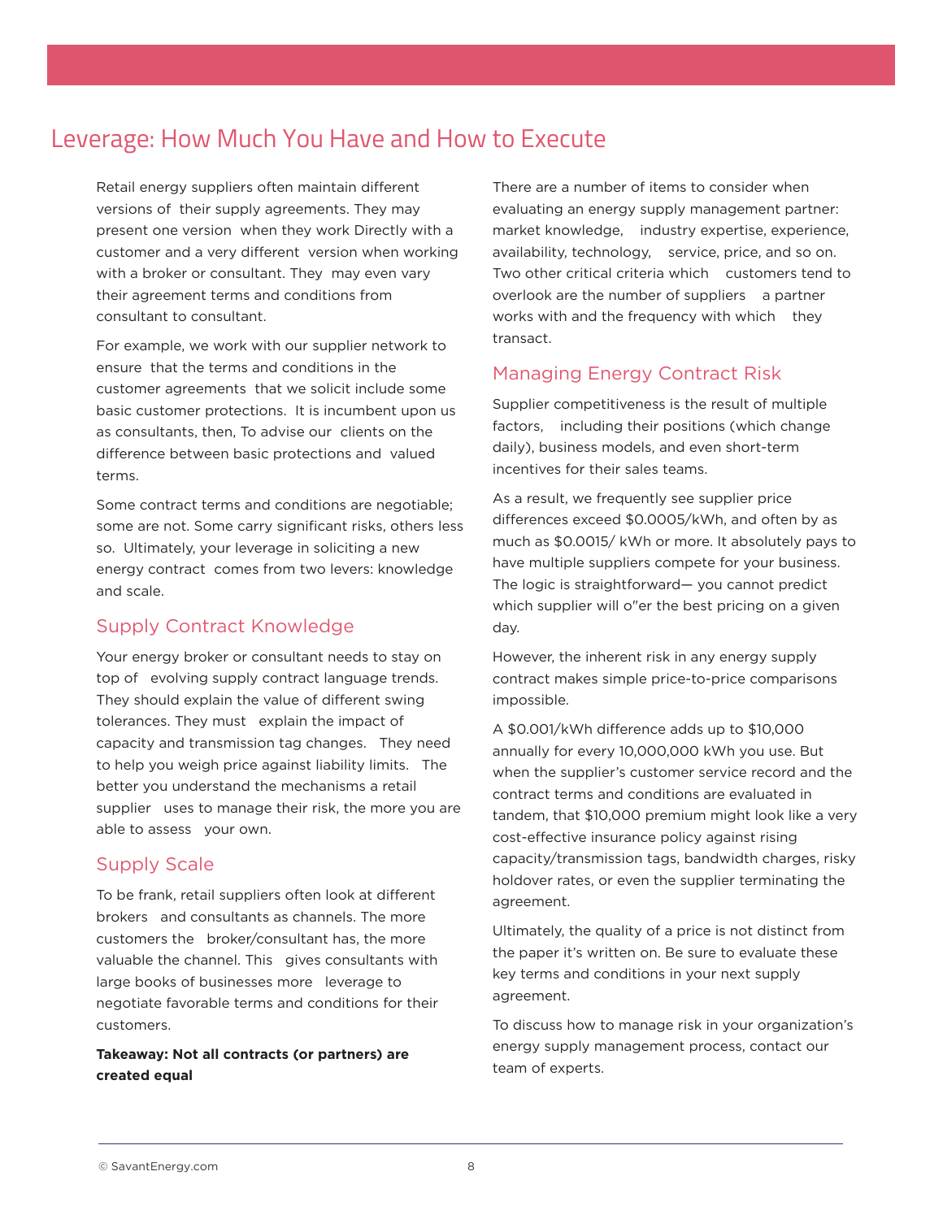# Leverage: How Much You Have and How to Execute

Retail energy suppliers often maintain different versions of their supply agreements. They may present one version when they work Directly with a customer and a very different version when working with a broker or consultant. They may even vary their agreement terms and conditions from consultant to consultant.

For example, we work with our supplier network to ensure that the terms and conditions in the customer agreements that we solicit include some basic customer protections. It is incumbent upon us as consultants, then, To advise our clients on the difference between basic protections and valued terms.

Some contract terms and conditions are negotiable; some are not. Some carry significant risks, others less so. Ultimately, your leverage in soliciting a new energy contract comes from two levers: knowledge and scale.

## Supply Contract Knowledge

Your energy broker or consultant needs to stay on top of evolving supply contract language trends. They should explain the value of different swing tolerances. They must explain the impact of capacity and transmission tag changes. They need to help you weigh price against liability limits. The better you understand the mechanisms a retail supplier uses to manage their risk, the more you are able to assess your own.

## Supply Scale

To be frank, retail suppliers often look at different brokers and consultants as channels. The more customers the broker/consultant has, the more valuable the channel. This gives consultants with large books of businesses more leverage to negotiate favorable terms and conditions for their customers.

**Takeaway: Not all contracts (or partners) are created equal**

There are a number of items to consider when evaluating an energy supply management partner: market knowledge, industry expertise, experience, availability, technology, service, price, and so on. Two other critical criteria which customers tend to overlook are the number of suppliers a partner works with and the frequency with which they transact.

## Managing Energy Contract Risk

Supplier competitiveness is the result of multiple factors, including their positions (which change daily), business models, and even short-term incentives for their sales teams.

As a result, we frequently see supplier price differences exceed $0.0005/kWh, and often by as much as $0.0015/ kWh or more. It absolutely pays to have multiple suppliers compete for your business. The logic is straightforward— you cannot predict which supplier will o"er the best pricing on a given day.

However, the inherent risk in any energy supply contract makes simple price-to-price comparisons impossible.

A $0.001/kWh difference adds up to $10,000 annually for every 10,000,000 kWh you use. But when the supplier's customer service record and the contract terms and conditions are evaluated in tandem, that $10,000 premium might look like a very cost-effective insurance policy against rising capacity/transmission tags, bandwidth charges, risky holdover rates, or even the supplier terminating the agreement.

Ultimately, the quality of a price is not distinct from the paper it's written on. Be sure to evaluate these key terms and conditions in your next supply agreement.

To discuss how to manage risk in your organization's energy supply management process, contact our team of experts.

© SavantEnergy.com